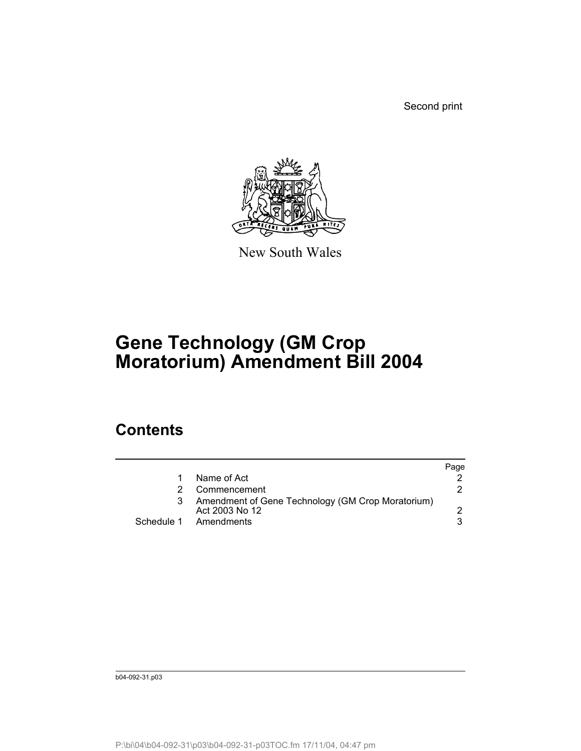Second print

New South Wales

# Gene Technology (GM Crop Moratorium) Amendment Bill 2004

## Contents

| | | Page |
|---|---|---|
| 1 | Name of Act | 2 |
| 2 | Commencement | 2 |
| 3 | Amendment of Gene Technology (GM Crop Moratorium) Act 2003 No 12 | 2 |
| Schedule 1 | Amendments | 3 |

b04-092-31.p03

P:\bi\04\b04-092-31\p03\b04-092-31-p03TOC.fm 17/11/04, 04:47 pm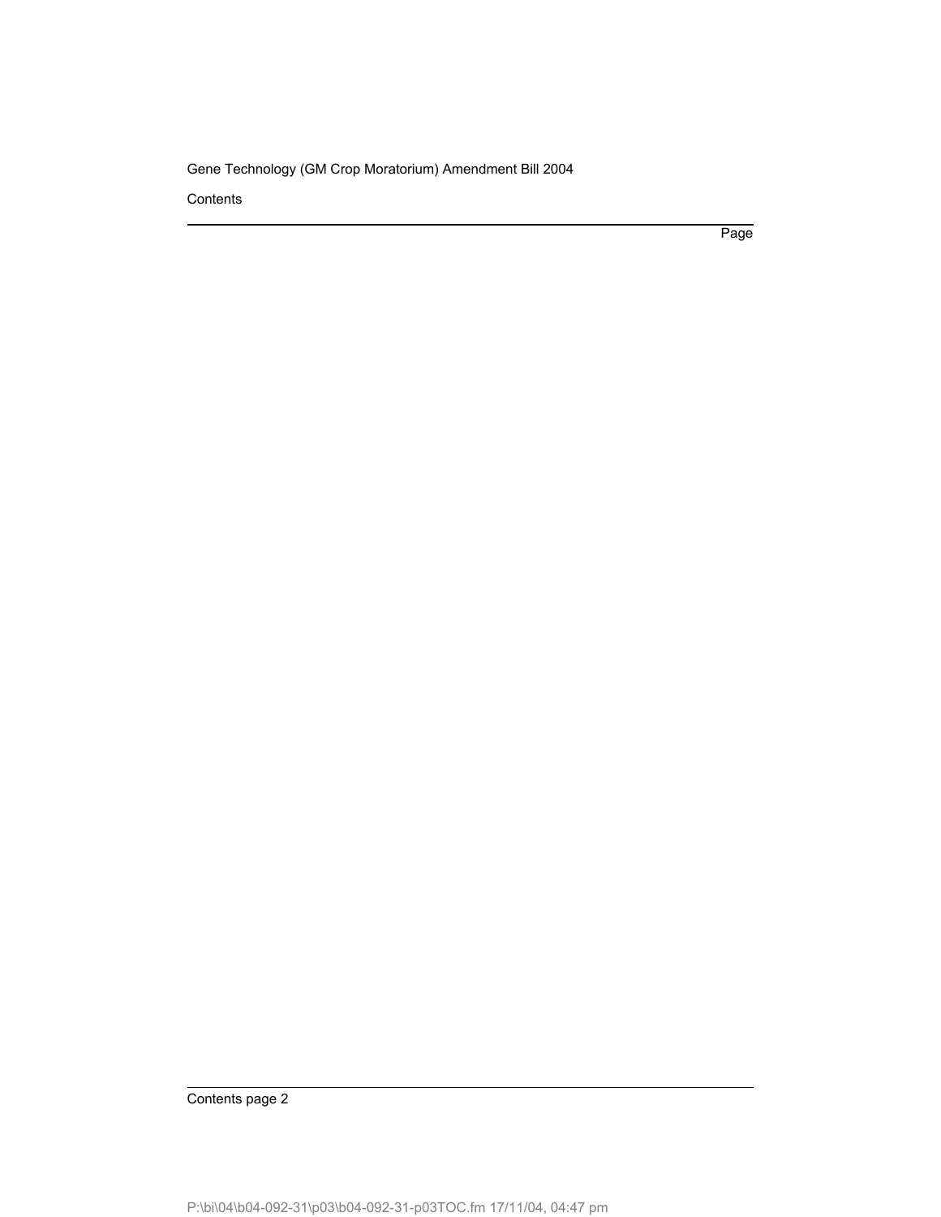Contents

Page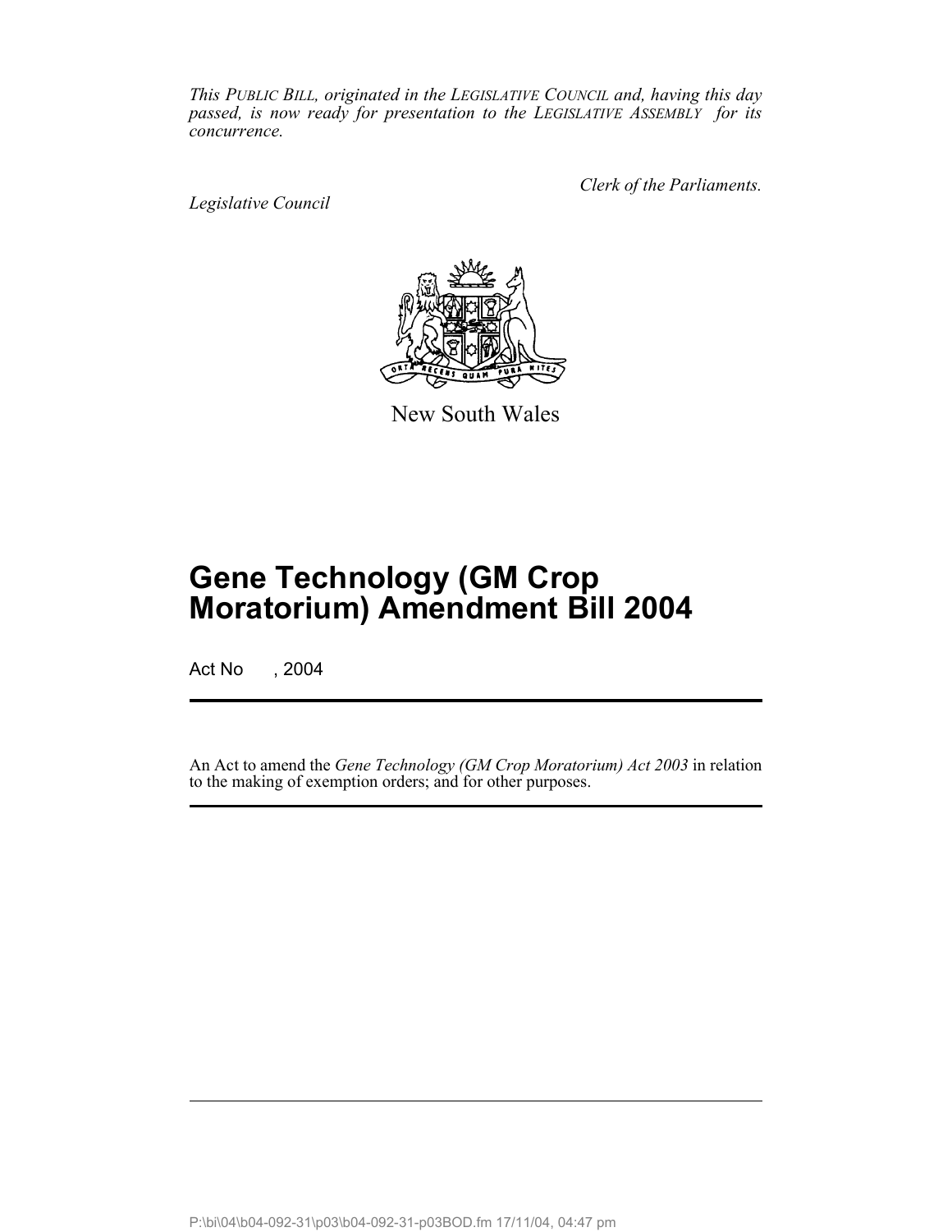*This PUBLIC BILL, originated in the LEGISLATIVE COUNCIL and, having this day passed, is now ready for presentation to the LEGISLATIVE ASSEMBLY for its concurrence.*

*Clerk of the Parliaments.*

*Legislative Council*

New South Wales

# Gene Technology (GM Crop Moratorium) Amendment Bill 2004

Act No , 2004

An Act to amend the *Gene Technology (GM Crop Moratorium) Act 2003* in relation to the making of exemption orders; and for other purposes.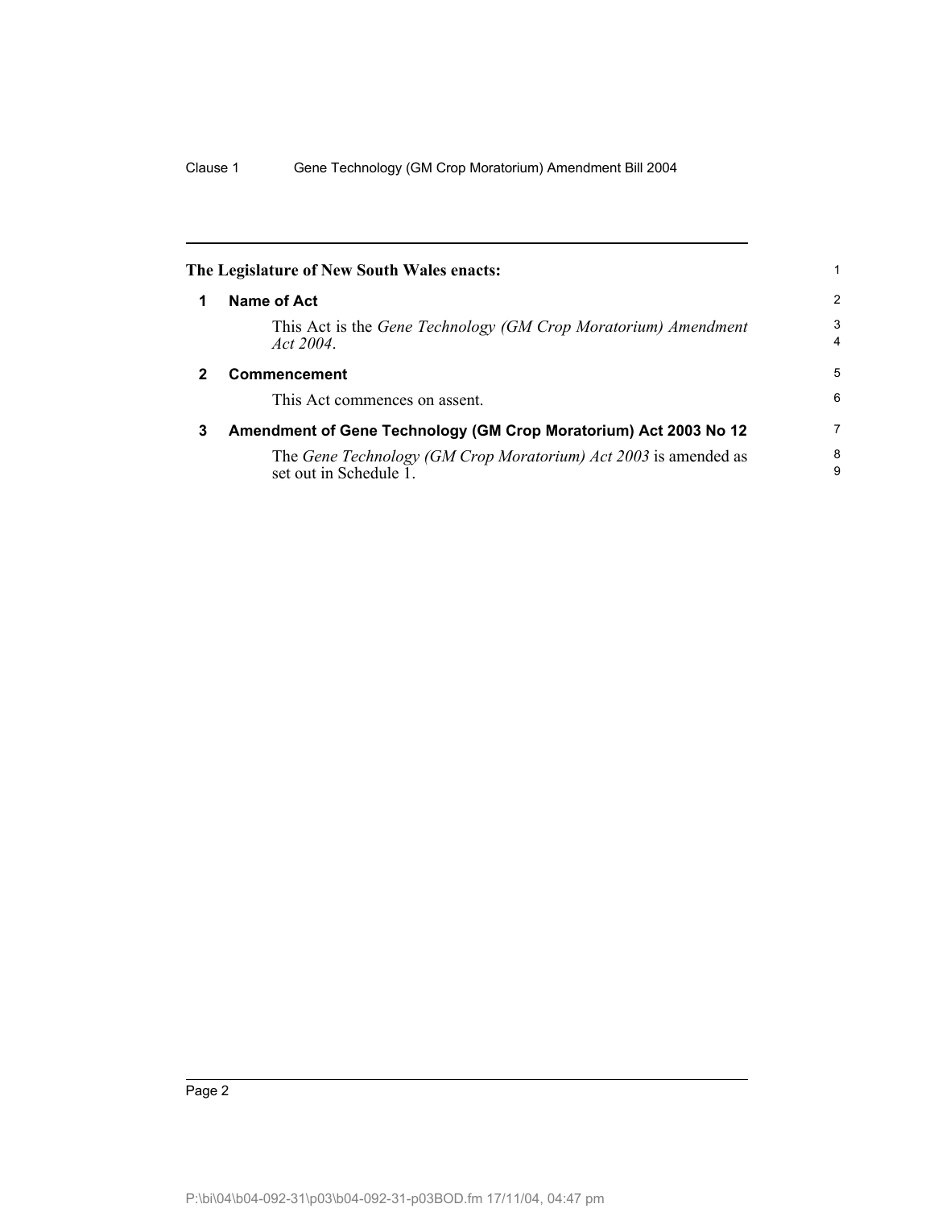**The Legislature of New South Wales enacts:**

## 1 Name of Act

This Act is the *Gene Technology (GM Crop Moratorium) Amendment Act 2004*.

## 2 Commencement

This Act commences on assent.

## 3 Amendment of Gene Technology (GM Crop Moratorium) Act 2003 No 12

The *Gene Technology (GM Crop Moratorium) Act 2003* is amended as set out in Schedule 1.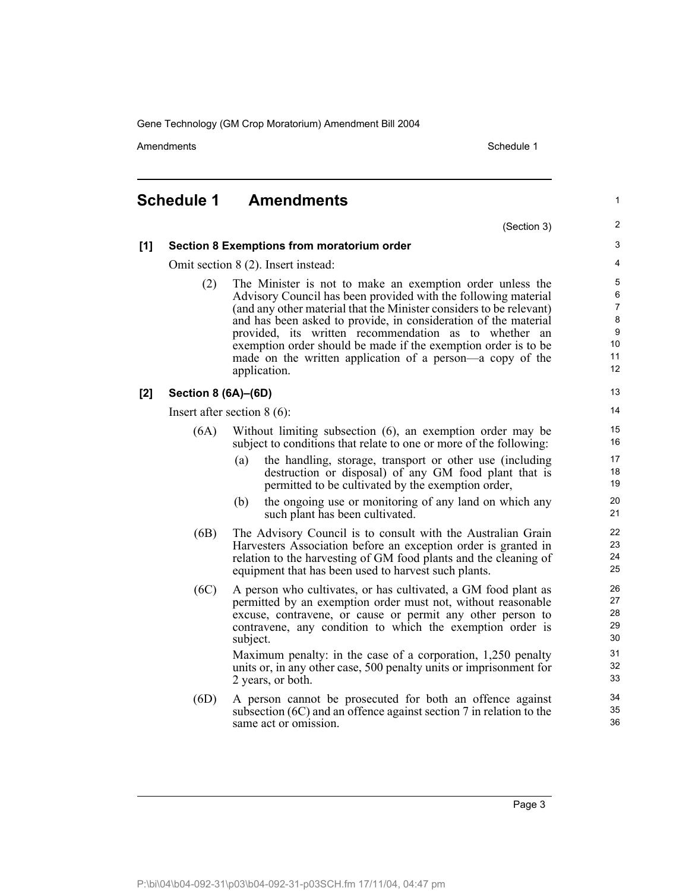# Schedule 1 Amendments

(Section 3)

**[1] Section 8 Exemptions from moratorium order**

Omit section 8 (2). Insert instead:

(2) The Minister is not to make an exemption order unless the Advisory Council has been provided with the following material (and any other material that the Minister considers to be relevant) and has been asked to provide, in consideration of the material provided, its written recommendation as to whether an exemption order should be made if the exemption order is to be made on the written application of a person—a copy of the application.

**[2] Section 8 (6A)–(6D)**

Insert after section 8 (6):

(6A) Without limiting subsection (6), an exemption order may be subject to conditions that relate to one or more of the following:

(a) the handling, storage, transport or other use (including destruction or disposal) of any GM food plant that is permitted to be cultivated by the exemption order,

(b) the ongoing use or monitoring of any land on which any such plant has been cultivated.

(6B) The Advisory Council is to consult with the Australian Grain Harvesters Association before an exception order is granted in relation to the harvesting of GM food plants and the cleaning of equipment that has been used to harvest such plants.

(6C) A person who cultivates, or has cultivated, a GM food plant as permitted by an exemption order must not, without reasonable excuse, contravene, or cause or permit any other person to contravene, any condition to which the exemption order is subject.

Maximum penalty: in the case of a corporation, 1,250 penalty units or, in any other case, 500 penalty units or imprisonment for 2 years, or both.

(6D) A person cannot be prosecuted for both an offence against subsection (6C) and an offence against section 7 in relation to the same act or omission.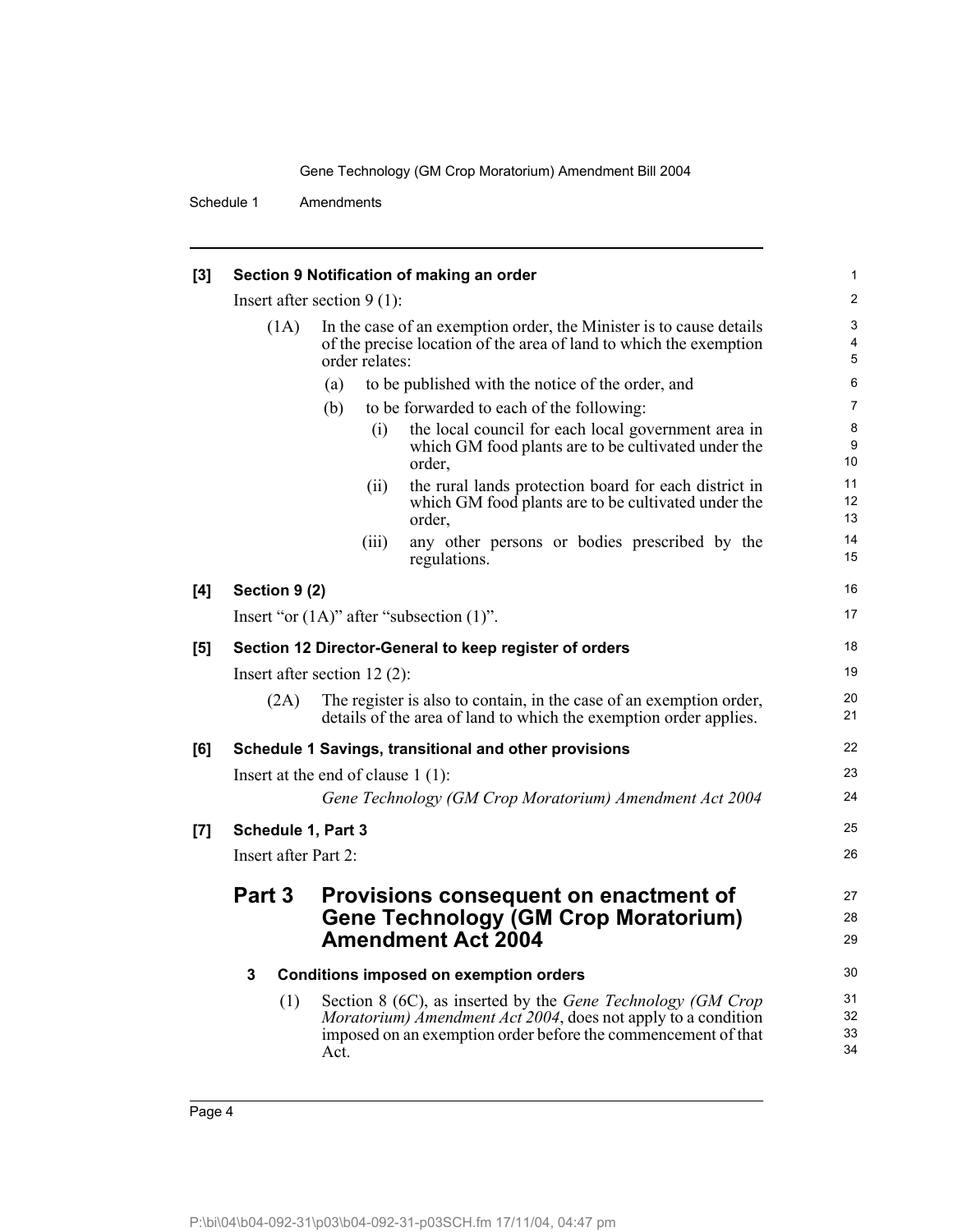**[3] Section 9 Notification of making an order**

Insert after section 9 (1):

(1A) In the case of an exemption order, the Minister is to cause details of the precise location of the area of land to which the exemption order relates:

(a) to be published with the notice of the order, and

(b) to be forwarded to each of the following:

(i) the local council for each local government area in which GM food plants are to be cultivated under the order,

(ii) the rural lands protection board for each district in which GM food plants are to be cultivated under the order,

(iii) any other persons or bodies prescribed by the regulations.

**[4] Section 9 (2)**

Insert "or (1A)" after "subsection (1)".

**[5] Section 12 Director-General to keep register of orders**

Insert after section 12 (2):

(2A) The register is also to contain, in the case of an exemption order, details of the area of land to which the exemption order applies.

**[6] Schedule 1 Savings, transitional and other provisions**

Insert at the end of clause 1 (1):

*Gene Technology (GM Crop Moratorium) Amendment Act 2004*

**[7] Schedule 1, Part 3**

Insert after Part 2:

## Part 3 Provisions consequent on enactment of Gene Technology (GM Crop Moratorium) Amendment Act 2004

### 3 Conditions imposed on exemption orders

(1) Section 8 (6C), as inserted by the *Gene Technology (GM Crop Moratorium) Amendment Act 2004*, does not apply to a condition imposed on an exemption order before the commencement of that Act.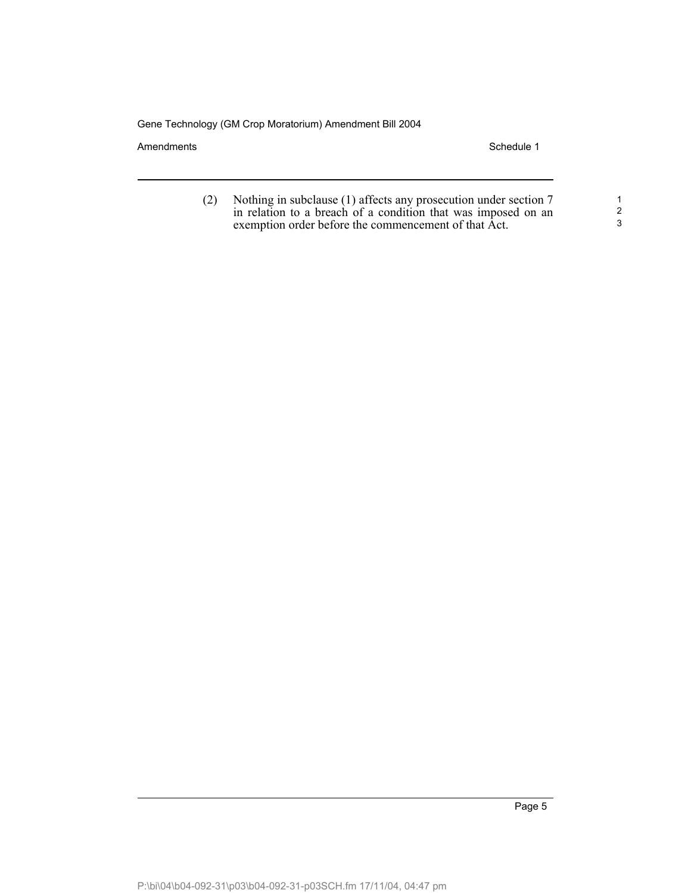(2) Nothing in subclause (1) affects any prosecution under section 7 in relation to a breach of a condition that was imposed on an exemption order before the commencement of that Act.